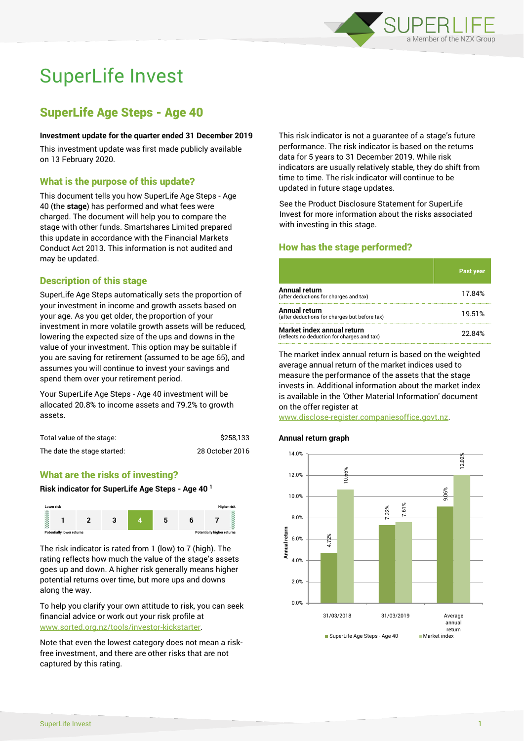# SuperLife Invest

## SuperLife Age Steps - Age 40

**Investment update for the quarter ended 31 December 2019**

This investment update was first made publicly available on 13 February 2020.

### What is the purpose of this update?

This document tells you how SuperLife Age Steps - Age 40 (the **stage**) has performed and what fees were charged. The document will help you to compare the stage with other funds. Smartshares Limited prepared this update in accordance with the Financial Markets Conduct Act 2013. This information is not audited and may be updated.

### Description of this stage

SuperLife Age Steps automatically sets the proportion of your investment in income and growth assets based on your age. As you get older, the proportion of your investment in more volatile growth assets will be reduced, lowering the expected size of the ups and downs in the value of your investment. This option may be suitable if you are saving for retirement (assumed to be age 65), and assumes you will continue to invest your savings and spend them over your retirement period.

Your SuperLife Age Steps - Age 40 investment will be allocated 20.8% to income assets and 79.2% to growth assets.

| | |
|---|---|
| Total value of the stage: | $258,133 |
| The date the stage started: | 28 October 2016 |

### What are the risks of investing?

**Risk indicator for SuperLife Age Steps - Age 40** [1]

| Lower risk | | | | | | Higher risk |
|---|---|---|---|---|---|---|
| 1 | 2 | 3 | **4** | 5 | 6 | 7 |
| Potentially lower returns | | | | | | Potentially higher returns |

The risk indicator is rated from 1 (low) to 7 (high). The rating reflects how much the value of the stage's assets goes up and down. A higher risk generally means higher potential returns over time, but more ups and downs along the way.

To help you clarify your own attitude to risk, you can seek financial advice or work out your risk profile at www.sorted.org.nz/tools/investor-kickstarter.

Note that even the lowest category does not mean a risk-free investment, and there are other risks that are not captured by this rating.

This risk indicator is not a guarantee of a stage's future performance. The risk indicator is based on the returns data for 5 years to 31 December 2019. While risk indicators are usually relatively stable, they do shift from time to time. The risk indicator will continue to be updated in future stage updates.

See the Product Disclosure Statement for SuperLife Invest for more information about the risks associated with investing in this stage.

### How has the stage performed?

| | Past year |
|---|---|
| **Annual return** (after deductions for charges and tax) | 17.84% |
| **Annual return** (after deductions for charges but before tax) | 19.51% |
| **Market index annual return** (reflects no deduction for charges and tax) | 22.84% |

The market index annual return is based on the weighted average annual return of the market indices used to measure the performance of the assets that the stage invests in. Additional information about the market index is available in the 'Other Material Information' document on the offer register at www.disclose-register.companiesoffice.govt.nz.

**Annual return graph**

| | SuperLife Age Steps - Age 40 | Market index |
|---|---|---|
| 31/03/2018 | 4.72% | 10.66% |
| 31/03/2019 | 7.32% | 7.61% |
| Average annual return | 9.06% | 12.02% |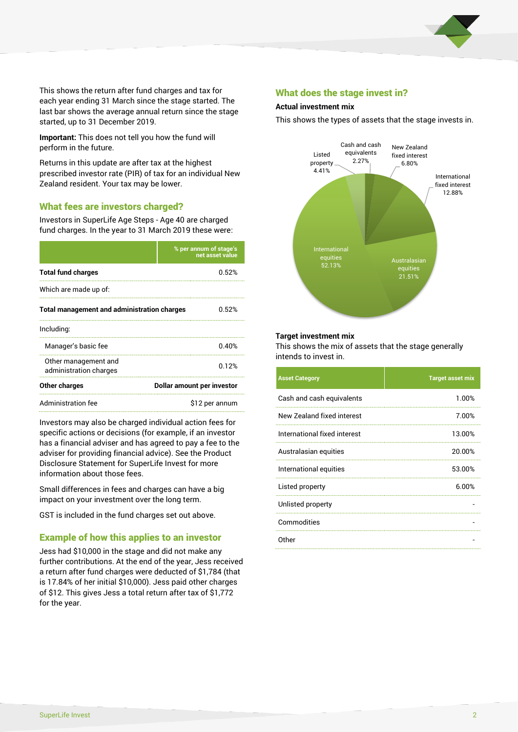This shows the return after fund charges and tax for each year ending 31 March since the stage started. The last bar shows the average annual return since the stage started, up to 31 December 2019.

**Important:** This does not tell you how the fund will perform in the future.

Returns in this update are after tax at the highest prescribed investor rate (PIR) of tax for an individual New Zealand resident. Your tax may be lower.

## What fees are investors charged?

Investors in SuperLife Age Steps - Age 40 are charged fund charges. In the year to 31 March 2019 these were:

| | % per annum of stage's net asset value |
|---|---|
| **Total fund charges** | 0.52% |
| Which are made up of: | |
| **Total management and administration charges** | 0.52% |
| Including: | |
| Manager's basic fee | 0.40% |
| Other management and administration charges | 0.12% |
| **Other charges** | **Dollar amount per investor** |
| Administration fee | $12 per annum |

Investors may also be charged individual action fees for specific actions or decisions (for example, if an investor has a financial adviser and has agreed to pay a fee to the adviser for providing financial advice). See the Product Disclosure Statement for SuperLife Invest for more information about those fees.

Small differences in fees and charges can have a big impact on your investment over the long term.

GST is included in the fund charges set out above.

## Example of how this applies to an investor

Jess had $10,000 in the stage and did not make any further contributions. At the end of the year, Jess received a return after fund charges were deducted of $1,784 (that is 17.84% of her initial $10,000). Jess paid other charges of $12. This gives Jess a total return after tax of $1,772 for the year.

## What does the stage invest in?

### Actual investment mix

This shows the types of assets that the stage invests in.

- Cash and cash equivalents 2.27%
- New Zealand fixed interest 6.80%
- International fixed interest 12.88%
- Australasian equities 21.51%
- International equities 52.13%
- Listed property 4.41%

### Target investment mix

This shows the mix of assets that the stage generally intends to invest in.

| Asset Category | Target asset mix |
|---|---|
| Cash and cash equivalents | 1.00% |
| New Zealand fixed interest | 7.00% |
| International fixed interest | 13.00% |
| Australasian equities | 20.00% |
| International equities | 53.00% |
| Listed property | 6.00% |
| Unlisted property | - |
| Commodities | - |
| Other | - |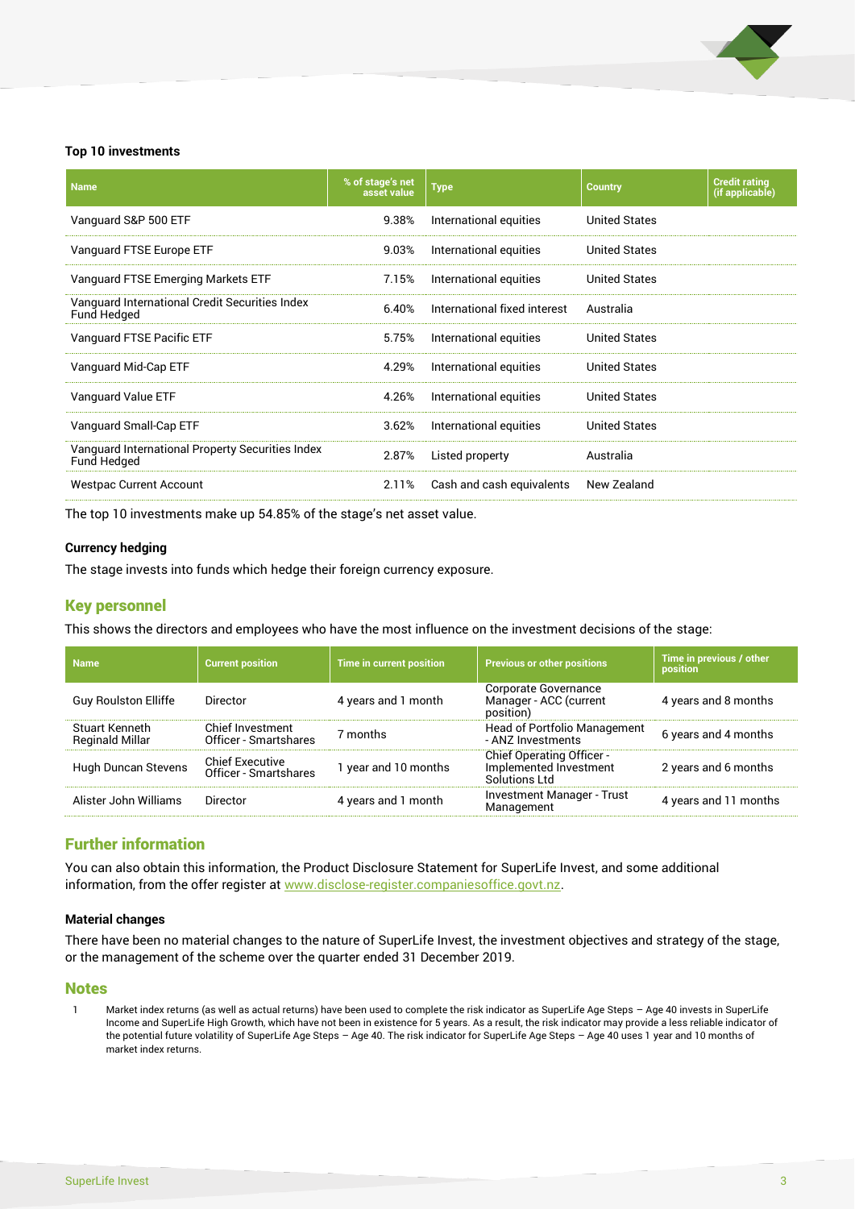### Top 10 investments

| Name | % of stage's net asset value | Type | Country | Credit rating (if applicable) |
| --- | --- | --- | --- | --- |
| Vanguard S&P 500 ETF | 9.38% | International equities | United States | |
| Vanguard FTSE Europe ETF | 9.03% | International equities | United States | |
| Vanguard FTSE Emerging Markets ETF | 7.15% | International equities | United States | |
| Vanguard International Credit Securities Index Fund Hedged | 6.40% | International fixed interest | Australia | |
| Vanguard FTSE Pacific ETF | 5.75% | International equities | United States | |
| Vanguard Mid-Cap ETF | 4.29% | International equities | United States | |
| Vanguard Value ETF | 4.26% | International equities | United States | |
| Vanguard Small-Cap ETF | 3.62% | International equities | United States | |
| Vanguard International Property Securities Index Fund Hedged | 2.87% | Listed property | Australia | |
| Westpac Current Account | 2.11% | Cash and cash equivalents | New Zealand | |

The top 10 investments make up 54.85% of the stage's net asset value.

### Currency hedging

The stage invests into funds which hedge their foreign currency exposure.

## Key personnel

This shows the directors and employees who have the most influence on the investment decisions of the stage:

| Name | Current position | Time in current position | Previous or other positions | Time in previous / other position |
| --- | --- | --- | --- | --- |
| Guy Roulston Elliffe | Director | 4 years and 1 month | Corporate Governance Manager - ACC (current position) | 4 years and 8 months |
| Stuart Kenneth Reginald Millar | Chief Investment Officer - Smartshares | 7 months | Head of Portfolio Management - ANZ Investments | 6 years and 4 months |
| Hugh Duncan Stevens | Chief Executive Officer - Smartshares | 1 year and 10 months | Chief Operating Officer - Implemented Investment Solutions Ltd | 2 years and 6 months |
| Alister John Williams | Director | 4 years and 1 month | Investment Manager - Trust Management | 4 years and 11 months |

## Further information

You can also obtain this information, the Product Disclosure Statement for SuperLife Invest, and some additional information, from the offer register at www.disclose-register.companiesoffice.govt.nz.

### Material changes

There have been no material changes to the nature of SuperLife Invest, the investment objectives and strategy of the stage, or the management of the scheme over the quarter ended 31 December 2019.

## Notes

1. Market index returns (as well as actual returns) have been used to complete the risk indicator as SuperLife Age Steps – Age 40 invests in SuperLife Income and SuperLife High Growth, which have not been in existence for 5 years. As a result, the risk indicator may provide a less reliable indicator of the potential future volatility of SuperLife Age Steps – Age 40. The risk indicator for SuperLife Age Steps – Age 40 uses 1 year and 10 months of market index returns.